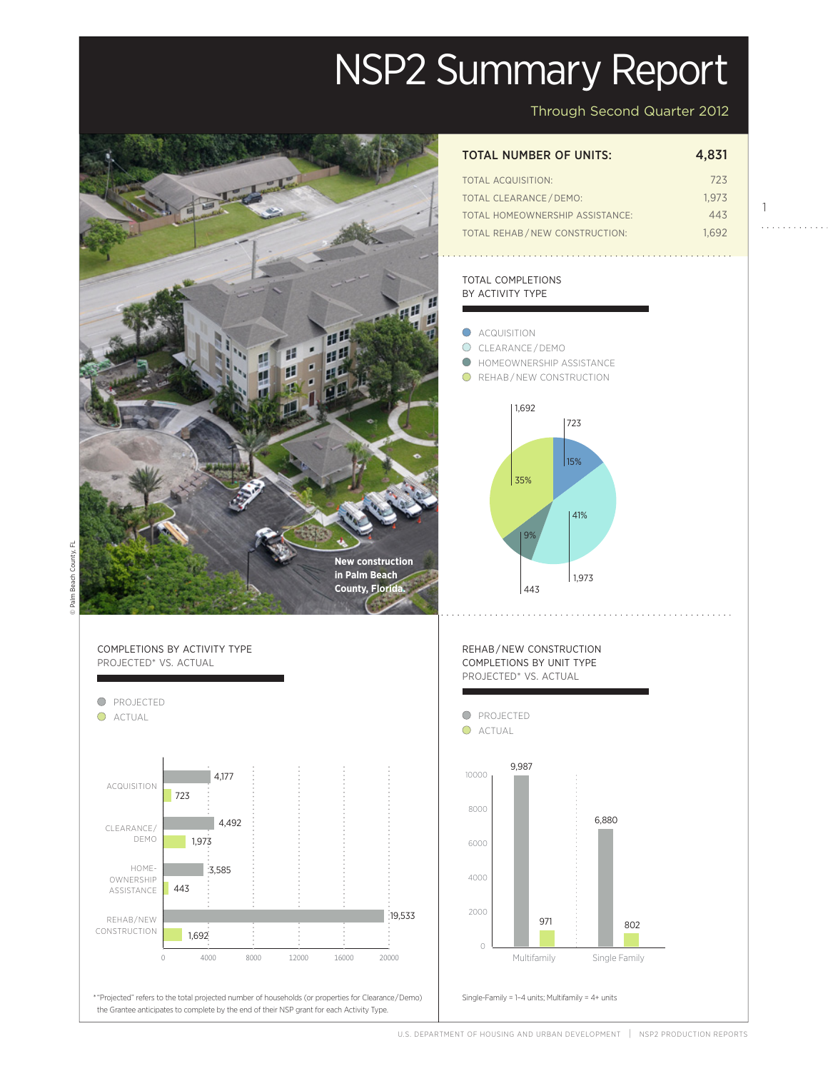# NSP2 Summary Report

Through Second Quarter 2012

New construction in Palm Beach County, Florida.

© Palm Beach County, FL

| TOTAL NUMBER OF UNITS: | 4,831 |
|---|---|
| TOTAL ACQUISITION: | 723 |
| TOTAL CLEARANCE / DEMO: | 1,973 |
| TOTAL HOMEOWNERSHIP ASSISTANCE: | 443 |
| TOTAL REHAB / NEW CONSTRUCTION: | 1,692 |

## TOTAL COMPLETIONS BY ACTIVITY TYPE

| Activity Type | Units | Percent |
|---|---|---|
| ACQUISITION | 723 | 15% |
| CLEARANCE / DEMO | 1,973 | 41% |
| HOMEOWNERSHIP ASSISTANCE | 443 | 9% |
| REHAB / NEW CONSTRUCTION | 1,692 | 35% |

## COMPLETIONS BY ACTIVITY TYPE PROJECTED* VS. ACTUAL

| Activity Type | Projected | Actual |
|---|---|---|
| ACQUISITION | 4,177 | 723 |
| CLEARANCE/DEMO | 4,492 | 1,973 |
| HOMEOWNERSHIP ASSISTANCE | 3,585 | 443 |
| REHAB/NEW CONSTRUCTION | 19,533 | 1,692 |

* "Projected" refers to the total projected number of households (or properties for Clearance/Demo) the Grantee anticipates to complete by the end of their NSP grant for each Activity Type.

## REHAB / NEW CONSTRUCTION COMPLETIONS BY UNIT TYPE PROJECTED* VS. ACTUAL

| Unit Type | Projected | Actual |
|---|---|---|
| Multifamily | 9,987 | 971 |
| Single Family | 6,880 | 802 |

Single-Family = 1–4 units; Multifamily = 4+ units

U.S. DEPARTMENT OF HOUSING AND URBAN DEVELOPMENT | NSP2 PRODUCTION REPORTS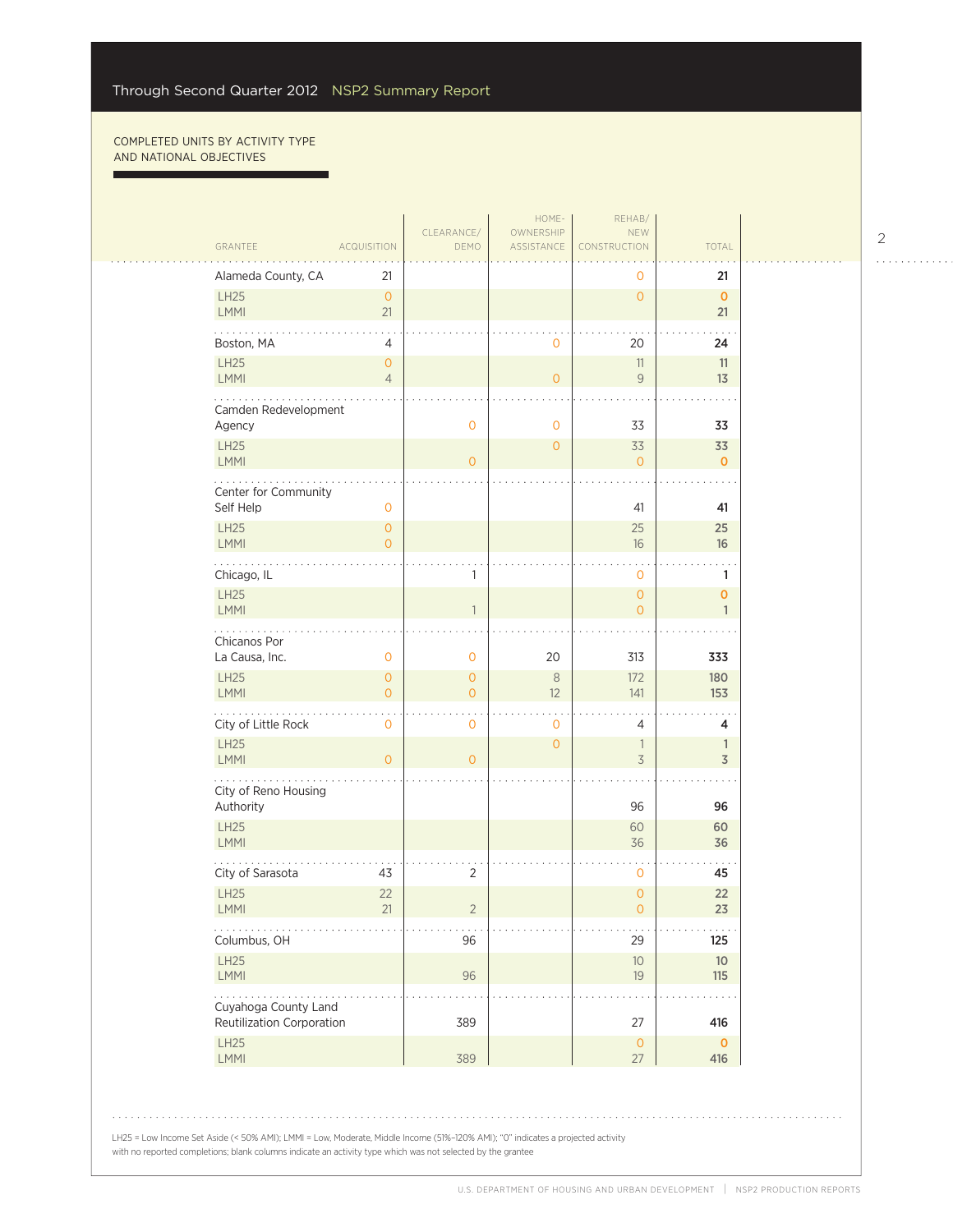Through Second Quarter 2012 NSP2 Summary Report

COMPLETED UNITS BY ACTIVITY TYPE AND NATIONAL OBJECTIVES

| GRANTEE | ACQUISITION | CLEARANCE/ DEMO | HOME-OWNERSHIP ASSISTANCE | REHAB/ NEW CONSTRUCTION | TOTAL |
|---|---|---|---|---|---|
| Alameda County, CA | 21 | | | 0 | 21 |
| LH25 | 0 | | | 0 | 0 |
| LMMI | 21 | | | | 21 |
| Boston, MA | 4 | | 0 | 20 | 24 |
| LH25 | 0 | | | 11 | 11 |
| LMMI | 4 | | 0 | 9 | 13 |
| Camden Redevelopment Agency | | 0 | 0 | 33 | 33 |
| LH25 | | | 0 | 33 | 33 |
| LMMI | | 0 | | 0 | 0 |
| Center for Community Self Help | 0 | | | 41 | 41 |
| LH25 | 0 | | | 25 | 25 |
| LMMI | 0 | | | 16 | 16 |
| Chicago, IL | | 1 | | 0 | 1 |
| LH25 | | | | 0 | 0 |
| LMMI | | 1 | | 0 | 1 |
| Chicanos Por La Causa, Inc. | 0 | 0 | 20 | 313 | 333 |
| LH25 | 0 | 0 | 8 | 172 | 180 |
| LMMI | 0 | 0 | 12 | 141 | 153 |
| City of Little Rock | 0 | 0 | 0 | 4 | 4 |
| LH25 | | | 0 | 1 | 1 |
| LMMI | 0 | 0 | | 3 | 3 |
| City of Reno Housing Authority | | | | 96 | 96 |
| LH25 | | | | 60 | 60 |
| LMMI | | | | 36 | 36 |
| City of Sarasota | 43 | 2 | | 0 | 45 |
| LH25 | 22 | | | 0 | 22 |
| LMMI | 21 | 2 | | 0 | 23 |
| Columbus, OH | | 96 | | 29 | 125 |
| LH25 | | | | 10 | 10 |
| LMMI | | 96 | | 19 | 115 |
| Cuyahoga County Land Reutilization Corporation | | 389 | | 27 | 416 |
| LH25 | | | | 0 | 0 |
| LMMI | | 389 | | 27 | 416 |

LH25 = Low Income Set Aside (< 50% AMI); LMMI = Low, Moderate, Middle Income (51%–120% AMI); "0" indicates a projected activity with no reported completions; blank columns indicate an activity type which was not selected by the grantee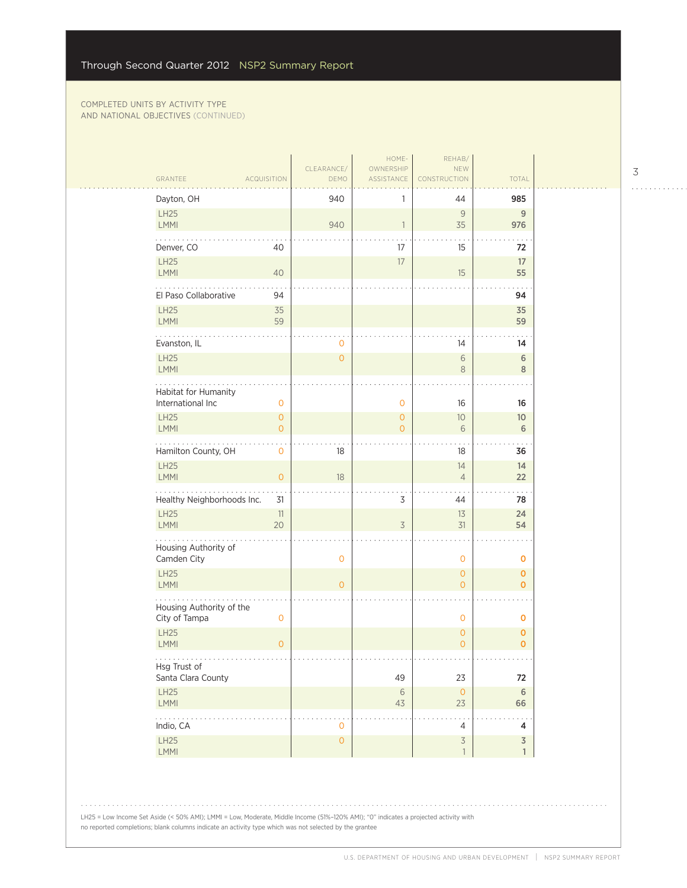COMPLETED UNITS BY ACTIVITY TYPE AND NATIONAL OBJECTIVES (CONTINUED)

| GRANTEE | ACQUISITION | CLEARANCE/ DEMO | HOME-OWNERSHIP ASSISTANCE | REHAB/ NEW CONSTRUCTION | TOTAL |
|---|---|---|---|---|---|
| Dayton, OH | | 940 | 1 | 44 | **985** |
| LH25 | | | | 9 | 9 |
| LMMI | | 940 | 1 | 35 | 976 |
| Denver, CO | 40 | | 17 | 15 | **72** |
| LH25 | | | 17 | | 17 |
| LMMI | 40 | | | 15 | 55 |
| El Paso Collaborative | 94 | | | | **94** |
| LH25 | 35 | | | | 35 |
| LMMI | 59 | | | | 59 |
| Evanston, IL | | 0 | | 14 | **14** |
| LH25 | | 0 | | 6 | 6 |
| LMMI | | | | 8 | 8 |
| Habitat for Humanity International Inc | 0 | | 0 | 16 | **16** |
| LH25 | 0 | | 0 | 10 | 10 |
| LMMI | 0 | | 0 | 6 | 6 |
| Hamilton County, OH | 0 | 18 | | 18 | **36** |
| LH25 | | | | 14 | 14 |
| LMMI | 0 | 18 | | 4 | 22 |
| Healthy Neighborhoods Inc. | 31 | | 3 | 44 | **78** |
| LH25 | 11 | | | 13 | 24 |
| LMMI | 20 | | 3 | 31 | 54 |
| Housing Authority of Camden City | | 0 | | 0 | **0** |
| LH25 | | | | 0 | 0 |
| LMMI | | 0 | | 0 | 0 |
| Housing Authority of the City of Tampa | 0 | | | 0 | **0** |
| LH25 | | | | 0 | 0 |
| LMMI | 0 | | | 0 | 0 |
| Hsg Trust of Santa Clara County | | | 49 | 23 | **72** |
| LH25 | | | 6 | 0 | 6 |
| LMMI | | | 43 | 23 | 66 |
| Indio, CA | | 0 | | 4 | **4** |
| LH25 | | 0 | | 3 | 3 |
| LMMI | | | | 1 | 1 |

LH25 = Low Income Set Aside (< 50% AMI); LMMI = Low, Moderate, Middle Income (51%–120% AMI); "0" indicates a projected activity with no reported completions; blank columns indicate an activity type which was not selected by the grantee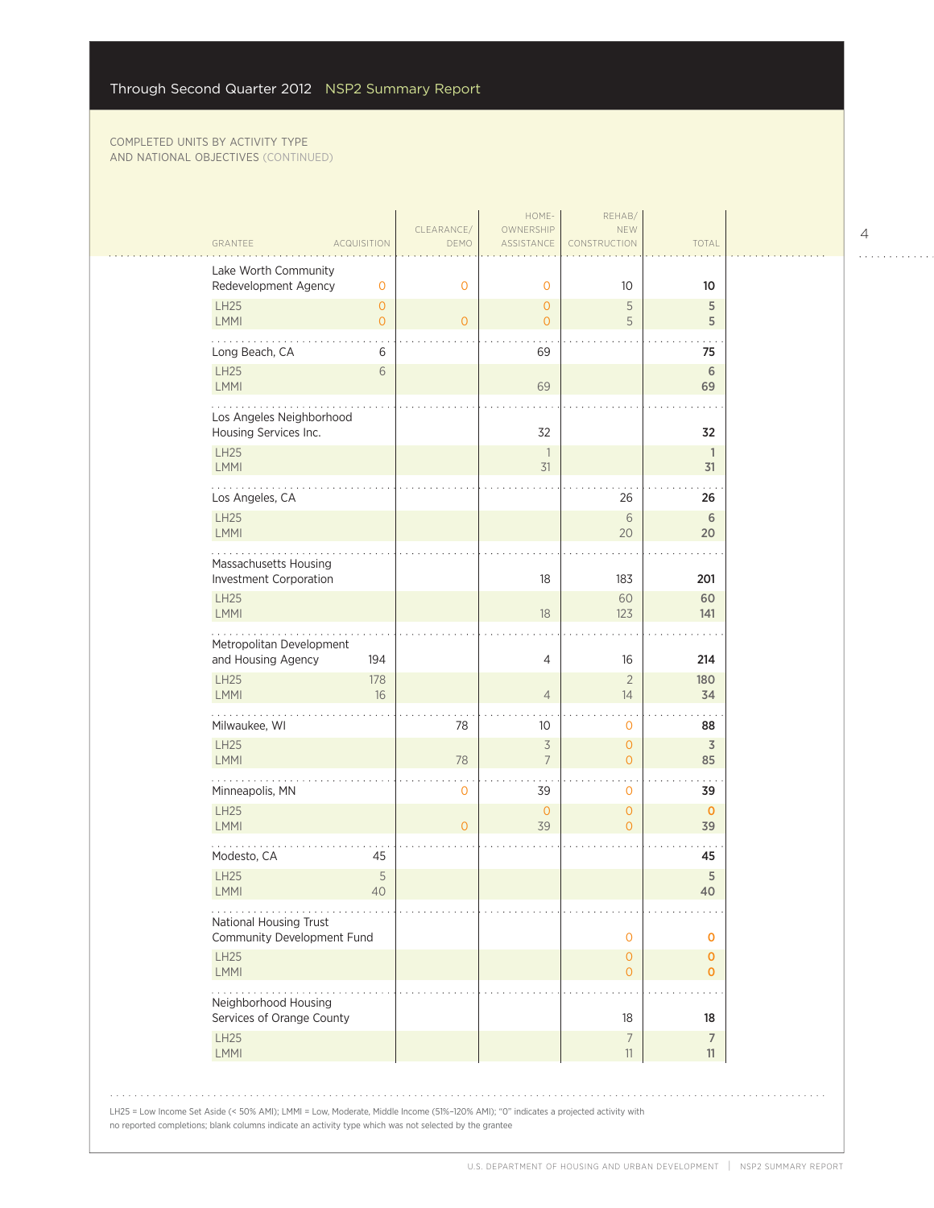COMPLETED UNITS BY ACTIVITY TYPE AND NATIONAL OBJECTIVES (CONTINUED)

| GRANTEE | ACQUISITION | CLEARANCE/ DEMO | HOME-OWNERSHIP ASSISTANCE | REHAB/ NEW CONSTRUCTION | TOTAL |
|---|---|---|---|---|---|
| **Lake Worth Community Redevelopment Agency** | 0 | 0 | 0 | 10 | **10** |
| LH25 | 0 | | 0 | 5 | **5** |
| LMMI | 0 | 0 | 0 | 5 | **5** |
| **Long Beach, CA** | 6 | | 69 | | **75** |
| LH25 | 6 | | | | **6** |
| LMMI | | | 69 | | **69** |
| **Los Angeles Neighborhood Housing Services Inc.** | | | 32 | | **32** |
| LH25 | | | 1 | | **1** |
| LMMI | | | 31 | | **31** |
| **Los Angeles, CA** | | | | 26 | **26** |
| LH25 | | | | 6 | **6** |
| LMMI | | | | 20 | **20** |
| **Massachusetts Housing Investment Corporation** | | | 18 | 183 | **201** |
| LH25 | | | | 60 | **60** |
| LMMI | | | 18 | 123 | **141** |
| **Metropolitan Development and Housing Agency** | 194 | | 4 | 16 | **214** |
| LH25 | 178 | | | 2 | **180** |
| LMMI | 16 | | 4 | 14 | **34** |
| **Milwaukee, WI** | | 78 | 10 | 0 | **88** |
| LH25 | | | 3 | 0 | **3** |
| LMMI | | 78 | 7 | 0 | **85** |
| **Minneapolis, MN** | | 0 | 39 | 0 | **39** |
| LH25 | | | 0 | 0 | **0** |
| LMMI | | 0 | 39 | 0 | **39** |
| **Modesto, CA** | 45 | | | | **45** |
| LH25 | 5 | | | | **5** |
| LMMI | 40 | | | | **40** |
| **National Housing Trust Community Development Fund** | | | | 0 | **0** |
| LH25 | | | | 0 | **0** |
| LMMI | | | | 0 | **0** |
| **Neighborhood Housing Services of Orange County** | | | | 18 | **18** |
| LH25 | | | | 7 | **7** |
| LMMI | | | | 11 | **11** |

LH25 = Low Income Set Aside (< 50% AMI); LMMI = Low, Moderate, Middle Income (51%–120% AMI); "0" indicates a projected activity with no reported completions; blank columns indicate an activity type which was not selected by the grantee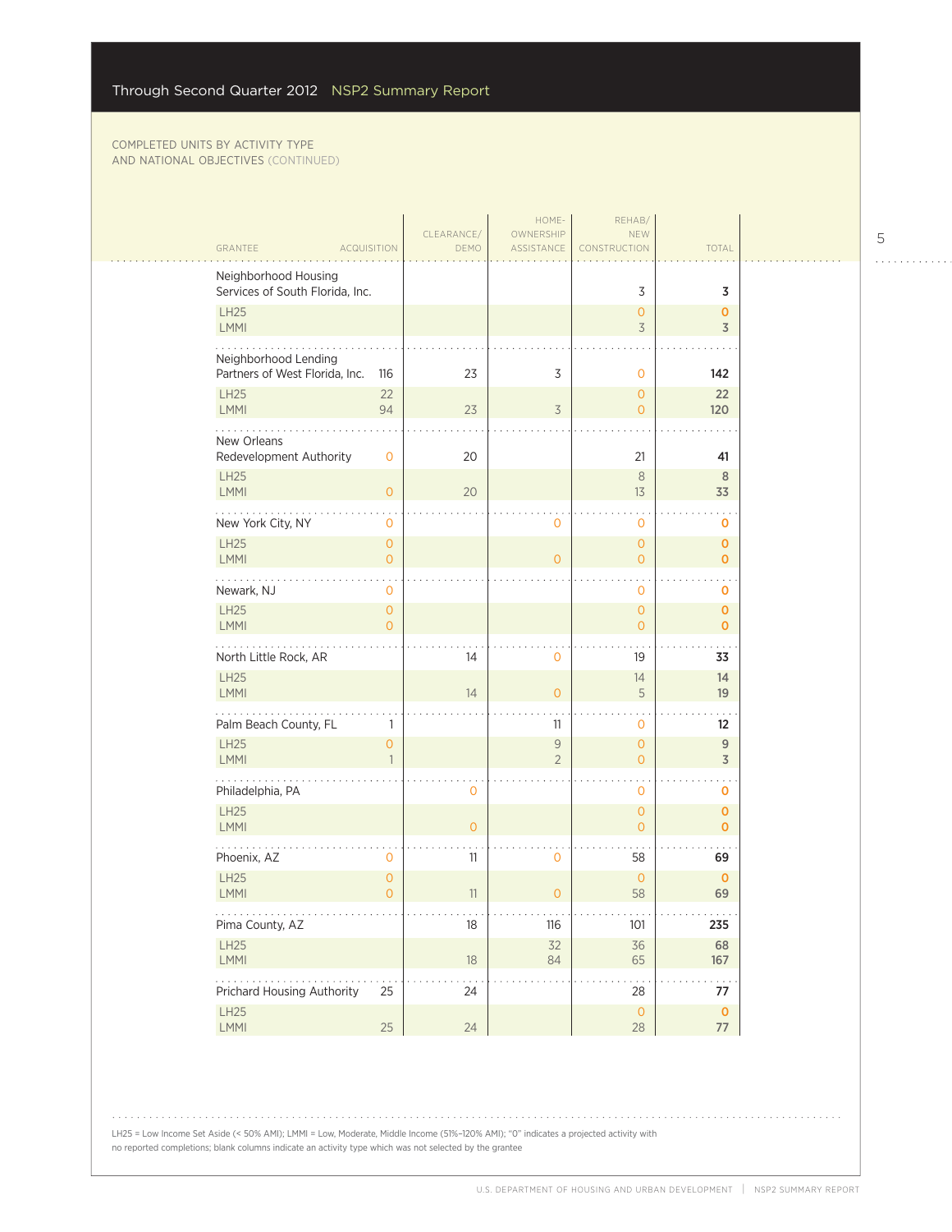COMPLETED UNITS BY ACTIVITY TYPE AND NATIONAL OBJECTIVES (CONTINUED)

| GRANTEE | ACQUISITION | CLEARANCE/ DEMO | HOME-OWNERSHIP ASSISTANCE | REHAB/ NEW CONSTRUCTION | TOTAL |
|---|---|---|---|---|---|
| Neighborhood Housing Services of South Florida, Inc. | | | | 3 | **3** |
| LH25 | | | | 0 | **0** |
| LMMI | | | | 3 | **3** |
| Neighborhood Lending Partners of West Florida, Inc. | 116 | 23 | 3 | 0 | **142** |
| LH25 | 22 | | | 0 | **22** |
| LMMI | 94 | 23 | 3 | 0 | **120** |
| New Orleans Redevelopment Authority | 0 | 20 | | 21 | **41** |
| LH25 | | | | 8 | **8** |
| LMMI | 0 | 20 | | 13 | **33** |
| New York City, NY | 0 | | 0 | 0 | **0** |
| LH25 | 0 | | | 0 | **0** |
| LMMI | 0 | | 0 | 0 | **0** |
| Newark, NJ | 0 | | | 0 | **0** |
| LH25 | 0 | | | 0 | **0** |
| LMMI | 0 | | | 0 | **0** |
| North Little Rock, AR | | 14 | 0 | 19 | **33** |
| LH25 | | | | 14 | **14** |
| LMMI | | 14 | 0 | 5 | **19** |
| Palm Beach County, FL | 1 | | 11 | 0 | **12** |
| LH25 | 0 | | 9 | 0 | **9** |
| LMMI | 1 | | 2 | 0 | **3** |
| Philadelphia, PA | | 0 | | 0 | **0** |
| LH25 | | | | 0 | **0** |
| LMMI | | 0 | | 0 | **0** |
| Phoenix, AZ | 0 | 11 | 0 | 58 | **69** |
| LH25 | 0 | | | 0 | **0** |
| LMMI | 0 | 11 | 0 | 58 | **69** |
| Pima County, AZ | | 18 | 116 | 101 | **235** |
| LH25 | | | 32 | 36 | **68** |
| LMMI | | 18 | 84 | 65 | **167** |
| Prichard Housing Authority | 25 | 24 | | 28 | **77** |
| LH25 | | | | 0 | **0** |
| LMMI | 25 | 24 | | 28 | **77** |

LH25 = Low Income Set Aside (< 50% AMI); LMMI = Low, Moderate, Middle Income (51%–120% AMI); "0" indicates a projected activity with no reported completions; blank columns indicate an activity type which was not selected by the grantee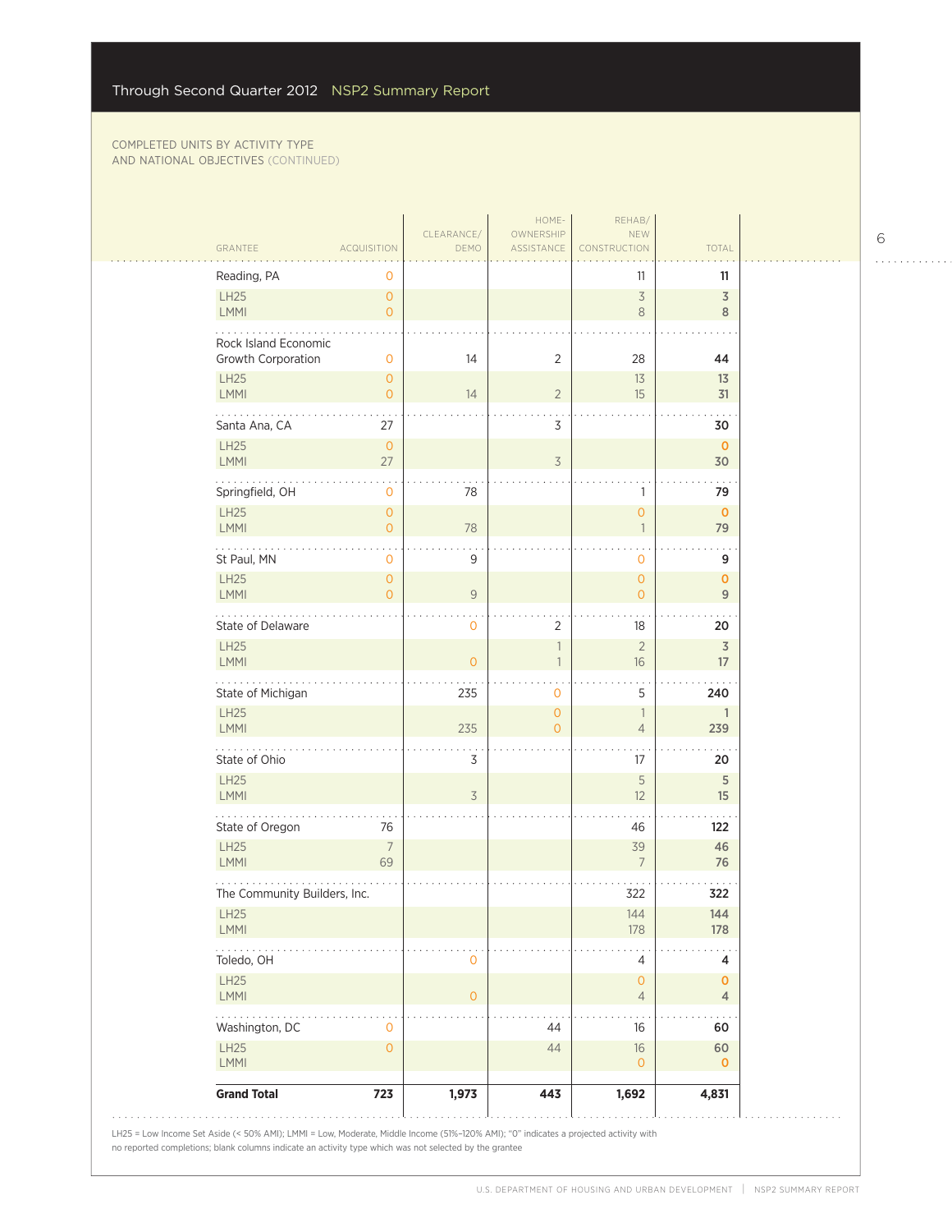Through Second Quarter 2012 NSP2 Summary Report

COMPLETED UNITS BY ACTIVITY TYPE AND NATIONAL OBJECTIVES (CONTINUED)

| GRANTEE | ACQUISITION | CLEARANCE/ DEMO | HOME-OWNERSHIP ASSISTANCE | REHAB/ NEW CONSTRUCTION | TOTAL |
|---|---|---|---|---|---|
| Reading, PA | 0 | | | 11 | **11** |
| LH25 | 0 | | | 3 | 3 |
| LMMI | 0 | | | 8 | 8 |
| Rock Island Economic Growth Corporation | 0 | 14 | 2 | 28 | **44** |
| LH25 | 0 | | | 13 | 13 |
| LMMI | 0 | 14 | 2 | 15 | 31 |
| Santa Ana, CA | 27 | | 3 | | **30** |
| LH25 | 0 | | | | 0 |
| LMMI | 27 | | 3 | | 30 |
| Springfield, OH | 0 | 78 | | 1 | **79** |
| LH25 | 0 | | | 0 | 0 |
| LMMI | 0 | 78 | | 1 | 79 |
| St Paul, MN | 0 | 9 | | 0 | **9** |
| LH25 | 0 | | | 0 | 0 |
| LMMI | 0 | 9 | | 0 | 9 |
| State of Delaware | | 0 | 2 | 18 | **20** |
| LH25 | | | 1 | 2 | 3 |
| LMMI | | 0 | 1 | 16 | 17 |
| State of Michigan | | 235 | 0 | 5 | **240** |
| LH25 | | | 0 | 1 | 1 |
| LMMI | | 235 | 0 | 4 | 239 |
| State of Ohio | | 3 | | 17 | **20** |
| LH25 | | | | 5 | 5 |
| LMMI | | 3 | | 12 | 15 |
| State of Oregon | 76 | | | 46 | **122** |
| LH25 | 7 | | | 39 | 46 |
| LMMI | 69 | | | 7 | 76 |
| The Community Builders, Inc. | | | | 322 | **322** |
| LH25 | | | | 144 | 144 |
| LMMI | | | | 178 | 178 |
| Toledo, OH | | 0 | | 4 | **4** |
| LH25 | | | | 0 | 0 |
| LMMI | | 0 | | 4 | 4 |
| Washington, DC | 0 | | 44 | 16 | **60** |
| LH25 | 0 | | 44 | 16 | 60 |
| LMMI | | | | 0 | 0 |
| **Grand Total** | **723** | **1,973** | **443** | **1,692** | **4,831** |

LH25 = Low Income Set Aside (< 50% AMI); LMMI = Low, Moderate, Middle Income (51%–120% AMI); "0" indicates a projected activity with no reported completions; blank columns indicate an activity type which was not selected by the grantee